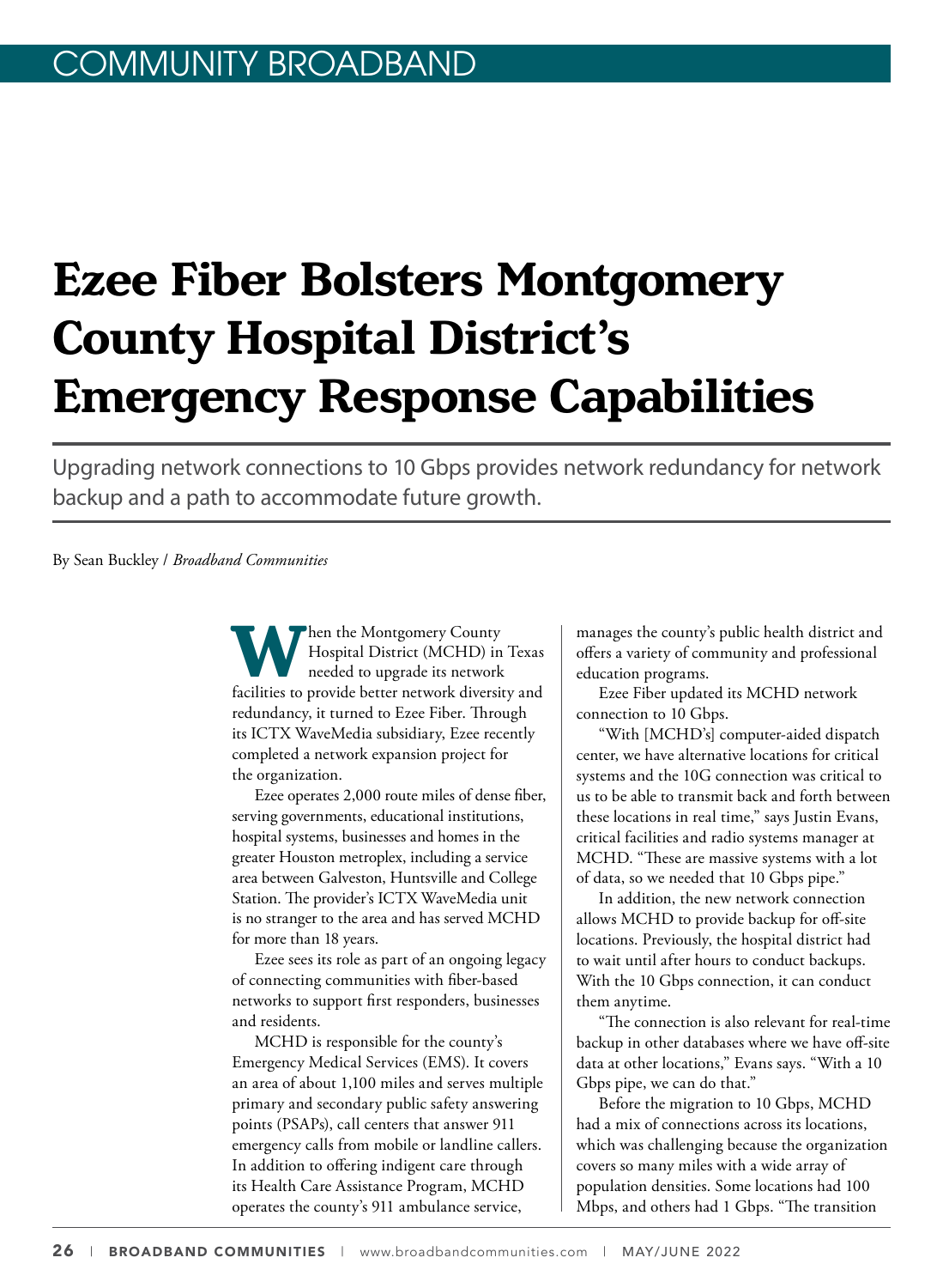COMMUNITY BROADBAND

# Ezee Fiber Bolsters Montgomery County Hospital District's Emergency Response Capabilities

Upgrading network connections to 10 Gbps provides network redundancy for network backup and a path to accommodate future growth.

By Sean Buckley / *Broadband Communities*

When the Montgomery County Hospital District (MCHD) in Texas needed to upgrade its network facilities to provide better network diversity and redundancy, it turned to Ezee Fiber. Through its ICTX WaveMedia subsidiary, Ezee recently completed a network expansion project for the organization.

Ezee operates 2,000 route miles of dense fiber, serving governments, educational institutions, hospital systems, businesses and homes in the greater Houston metroplex, including a service area between Galveston, Huntsville and College Station. The provider's ICTX WaveMedia unit is no stranger to the area and has served MCHD for more than 18 years.

Ezee sees its role as part of an ongoing legacy of connecting communities with fiber-based networks to support first responders, businesses and residents.

MCHD is responsible for the county's Emergency Medical Services (EMS). It covers an area of about 1,100 miles and serves multiple primary and secondary public safety answering points (PSAPs), call centers that answer 911 emergency calls from mobile or landline callers. In addition to offering indigent care through its Health Care Assistance Program, MCHD operates the county's 911 ambulance service, manages the county's public health district and offers a variety of community and professional education programs.

Ezee Fiber updated its MCHD network connection to 10 Gbps.

"With [MCHD's] computer-aided dispatch center, we have alternative locations for critical systems and the 10G connection was critical to us to be able to transmit back and forth between these locations in real time," says Justin Evans, critical facilities and radio systems manager at MCHD. "These are massive systems with a lot of data, so we needed that 10 Gbps pipe."

In addition, the new network connection allows MCHD to provide backup for off-site locations. Previously, the hospital district had to wait until after hours to conduct backups. With the 10 Gbps connection, it can conduct them anytime.

"The connection is also relevant for real-time backup in other databases where we have off-site data at other locations," Evans says. "With a 10 Gbps pipe, we can do that."

Before the migration to 10 Gbps, MCHD had a mix of connections across its locations, which was challenging because the organization covers so many miles with a wide array of population densities. Some locations had 100 Mbps, and others had 1 Gbps. "The transition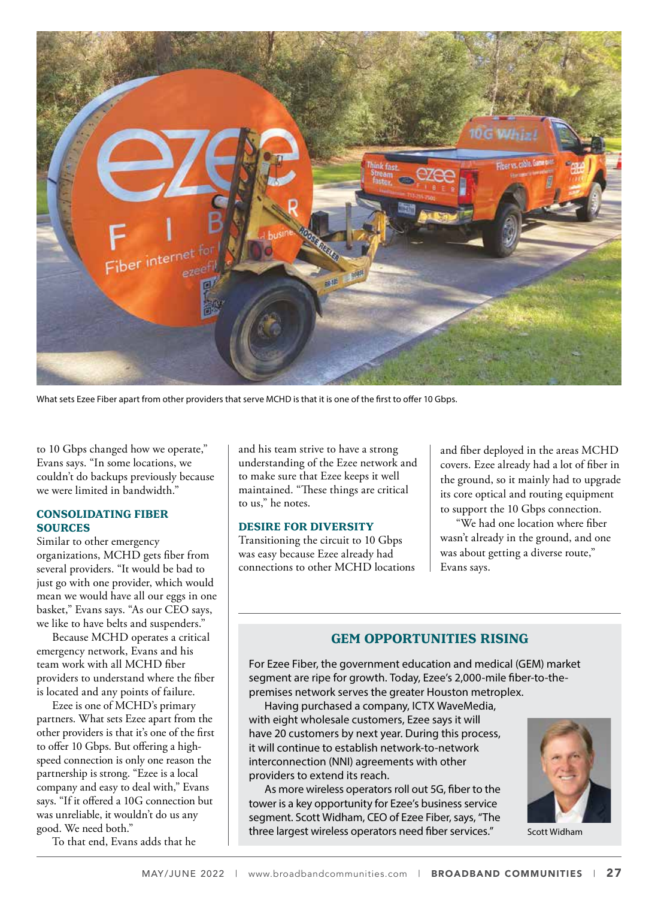What sets Ezee Fiber apart from other providers that serve MCHD is that it is one of the first to offer 10 Gbps.

to 10 Gbps changed how we operate," Evans says. "In some locations, we couldn't do backups previously because we were limited in bandwidth."

## CONSOLIDATING FIBER SOURCES

Similar to other emergency organizations, MCHD gets fiber from several providers. "It would be bad to just go with one provider, which would mean we would have all our eggs in one basket," Evans says. "As our CEO says, we like to have belts and suspenders."

Because MCHD operates a critical emergency network, Evans and his team work with all MCHD fiber providers to understand where the fiber is located and any points of failure.

Ezee is one of MCHD's primary partners. What sets Ezee apart from the other providers is that it's one of the first to offer 10 Gbps. But offering a high-speed connection is only one reason the partnership is strong. "Ezee is a local company and easy to deal with," Evans says. "If it offered a 10G connection but was unreliable, it wouldn't do us any good. We need both."

To that end, Evans adds that he and his team strive to have a strong understanding of the Ezee network and to make sure that Ezee keeps it well maintained. "These things are critical to us," he notes.

## DESIRE FOR DIVERSITY

Transitioning the circuit to 10 Gbps was easy because Ezee already had connections to other MCHD locations and fiber deployed in the areas MCHD covers. Ezee already had a lot of fiber in the ground, so it mainly had to upgrade its core optical and routing equipment to support the 10 Gbps connection.

"We had one location where fiber wasn't already in the ground, and one was about getting a diverse route," Evans says.

## GEM OPPORTUNITIES RISING

For Ezee Fiber, the government education and medical (GEM) market segment are ripe for growth. Today, Ezee's 2,000-mile fiber-to-the-premises network serves the greater Houston metroplex.

Having purchased a company, ICTX WaveMedia, with eight wholesale customers, Ezee says it will have 20 customers by next year. During this process, it will continue to establish network-to-network interconnection (NNI) agreements with other providers to extend its reach.

As more wireless operators roll out 5G, fiber to the tower is a key opportunity for Ezee's business service segment. Scott Widham, CEO of Ezee Fiber, says, "The three largest wireless operators need fiber services."

Scott Widham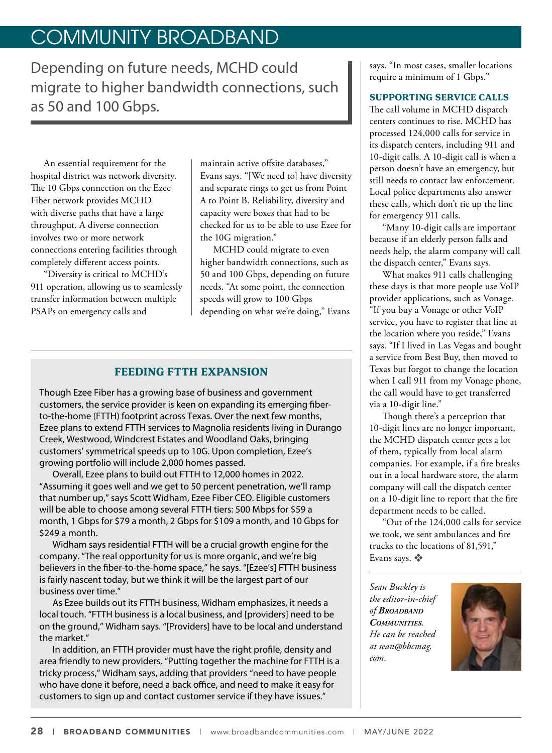Depending on future needs, MCHD could migrate to higher bandwidth connections, such as 50 and 100 Gbps.

An essential requirement for the hospital district was network diversity. The 10 Gbps connection on the Ezee Fiber network provides MCHD with diverse paths that have a large throughput. A diverse connection involves two or more network connections entering facilities through completely different access points.

"Diversity is critical to MCHD's 911 operation, allowing us to seamlessly transfer information between multiple PSAPs on emergency calls and maintain active offsite databases," Evans says. "[We need to] have diversity and separate rings to get us from Point A to Point B. Reliability, diversity and capacity were boxes that had to be checked for us to be able to use Ezee for the 10G migration."

MCHD could migrate to even higher bandwidth connections, such as 50 and 100 Gbps, depending on future needs. "At some point, the connection speeds will grow to 100 Gbps depending on what we're doing," Evans says. "In most cases, smaller locations require a minimum of 1 Gbps."

## SUPPORTING SERVICE CALLS

The call volume in MCHD dispatch centers continues to rise. MCHD has processed 124,000 calls for service in its dispatch centers, including 911 and 10-digit calls. A 10-digit call is when a person doesn't have an emergency, but still needs to contact law enforcement. Local police departments also answer these calls, which don't tie up the line for emergency 911 calls.

"Many 10-digit calls are important because if an elderly person falls and needs help, the alarm company will call the dispatch center," Evans says.

What makes 911 calls challenging these days is that more people use VoIP provider applications, such as Vonage. "If you buy a Vonage or other VoIP service, you have to register that line at the location where you reside," Evans says. "If I lived in Las Vegas and bought a service from Best Buy, then moved to Texas but forgot to change the location when I call 911 from my Vonage phone, the call would have to get transferred via a 10-digit line."

Though there's a perception that 10-digit lines are no longer important, the MCHD dispatch center gets a lot of them, typically from local alarm companies. For example, if a fire breaks out in a local hardware store, the alarm company will call the dispatch center on a 10-digit line to report that the fire department needs to be called.

"Out of the 124,000 calls for service we took, we sent ambulances and fire trucks to the locations of 81,591," Evans says. ❖

## FEEDING FTTH EXPANSION

Though Ezee Fiber has a growing base of business and government customers, the service provider is keen on expanding its emerging fiber-to-the-home (FTTH) footprint across Texas. Over the next few months, Ezee plans to extend FTTH services to Magnolia residents living in Durango Creek, Westwood, Windcrest Estates and Woodland Oaks, bringing customers' symmetrical speeds up to 10G. Upon completion, Ezee's growing portfolio will include 2,000 homes passed.

Overall, Ezee plans to build out FTTH to 12,000 homes in 2022. "Assuming it goes well and we get to 50 percent penetration, we'll ramp that number up," says Scott Widham, Ezee Fiber CEO. Eligible customers will be able to choose among several FTTH tiers: 500 Mbps for $59 a month, 1 Gbps for $79 a month, 2 Gbps for $109 a month, and 10 Gbps for $249 a month.

Widham says residential FTTH will be a crucial growth engine for the company. "The real opportunity for us is more organic, and we're big believers in the fiber-to-the-home space," he says. "[Ezee's] FTTH business is fairly nascent today, but we think it will be the largest part of our business over time."

As Ezee builds out its FTTH business, Widham emphasizes, it needs a local touch. "FTTH business is a local business, and [providers] need to be on the ground," Widham says. "[Providers] have to be local and understand the market."

In addition, an FTTH provider must have the right profile, density and area friendly to new providers. "Putting together the machine for FTTH is a tricky process," Widham says, adding that providers "need to have people who have done it before, need a back office, and need to make it easy for customers to sign up and contact customer service if they have issues."

*Sean Buckley is the editor-in-chief of **Broadband Communities**. He can be reached at sean@bbcmag.com.*